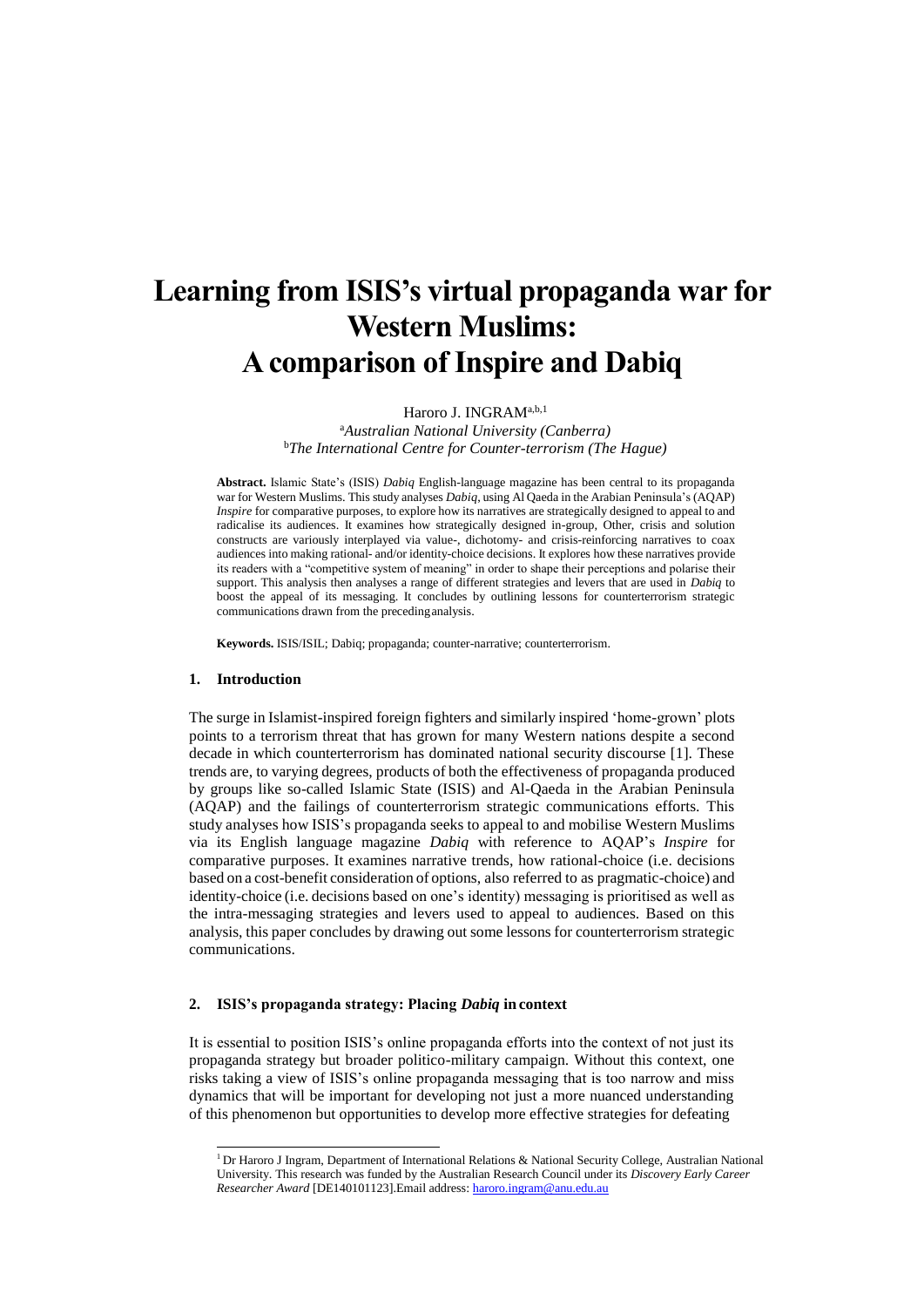# Learning from ISIS's virtual propaganda war for Western Muslims: A comparison of Inspire and Dabiq

Haroro J. INGRAM[a,b,1]

[a] *Australian National University (Canberra)*
[b] *The International Centre for Counter-terrorism (The Hague)*

**Abstract.** Islamic State's (ISIS) *Dabiq* English-language magazine has been central to its propaganda war for Western Muslims. This study analyses *Dabiq*, using Al Qaeda in the Arabian Peninsula's (AQAP) *Inspire* for comparative purposes, to explore how its narratives are strategically designed to appeal to and radicalise its audiences. It examines how strategically designed in-group, Other, crisis and solution constructs are variously interplayed via value-, dichotomy- and crisis-reinforcing narratives to coax audiences into making rational- and/or identity-choice decisions. It explores how these narratives provide its readers with a "competitive system of meaning" in order to shape their perceptions and polarise their support. This analysis then analyses a range of different strategies and levers that are used in *Dabiq* to boost the appeal of its messaging. It concludes by outlining lessons for counterterrorism strategic communications drawn from the preceding analysis.

**Keywords.** ISIS/ISIL; Dabiq; propaganda; counter-narrative; counterterrorism.

## 1. Introduction

The surge in Islamist-inspired foreign fighters and similarly inspired 'home-grown' plots points to a terrorism threat that has grown for many Western nations despite a second decade in which counterterrorism has dominated national security discourse [1]. These trends are, to varying degrees, products of both the effectiveness of propaganda produced by groups like so-called Islamic State (ISIS) and Al-Qaeda in the Arabian Peninsula (AQAP) and the failings of counterterrorism strategic communications efforts. This study analyses how ISIS's propaganda seeks to appeal to and mobilise Western Muslims via its English language magazine *Dabiq* with reference to AQAP's *Inspire* for comparative purposes. It examines narrative trends, how rational-choice (i.e. decisions based on a cost-benefit consideration of options, also referred to as pragmatic-choice) and identity-choice (i.e. decisions based on one's identity) messaging is prioritised as well as the intra-messaging strategies and levers used to appeal to audiences. Based on this analysis, this paper concludes by drawing out some lessons for counterterrorism strategic communications.

## 2. ISIS's propaganda strategy: Placing *Dabiq* in context

It is essential to position ISIS's online propaganda efforts into the context of not just its propaganda strategy but broader politico-military campaign. Without this context, one risks taking a view of ISIS's online propaganda messaging that is too narrow and miss dynamics that will be important for developing not just a more nuanced understanding of this phenomenon but opportunities to develop more effective strategies for defeating

[1] Dr Haroro J Ingram, Department of International Relations & National Security College, Australian National University. This research was funded by the Australian Research Council under its *Discovery Early Career Researcher Award* [DE140101123].Email address: haroro.ingram@anu.edu.au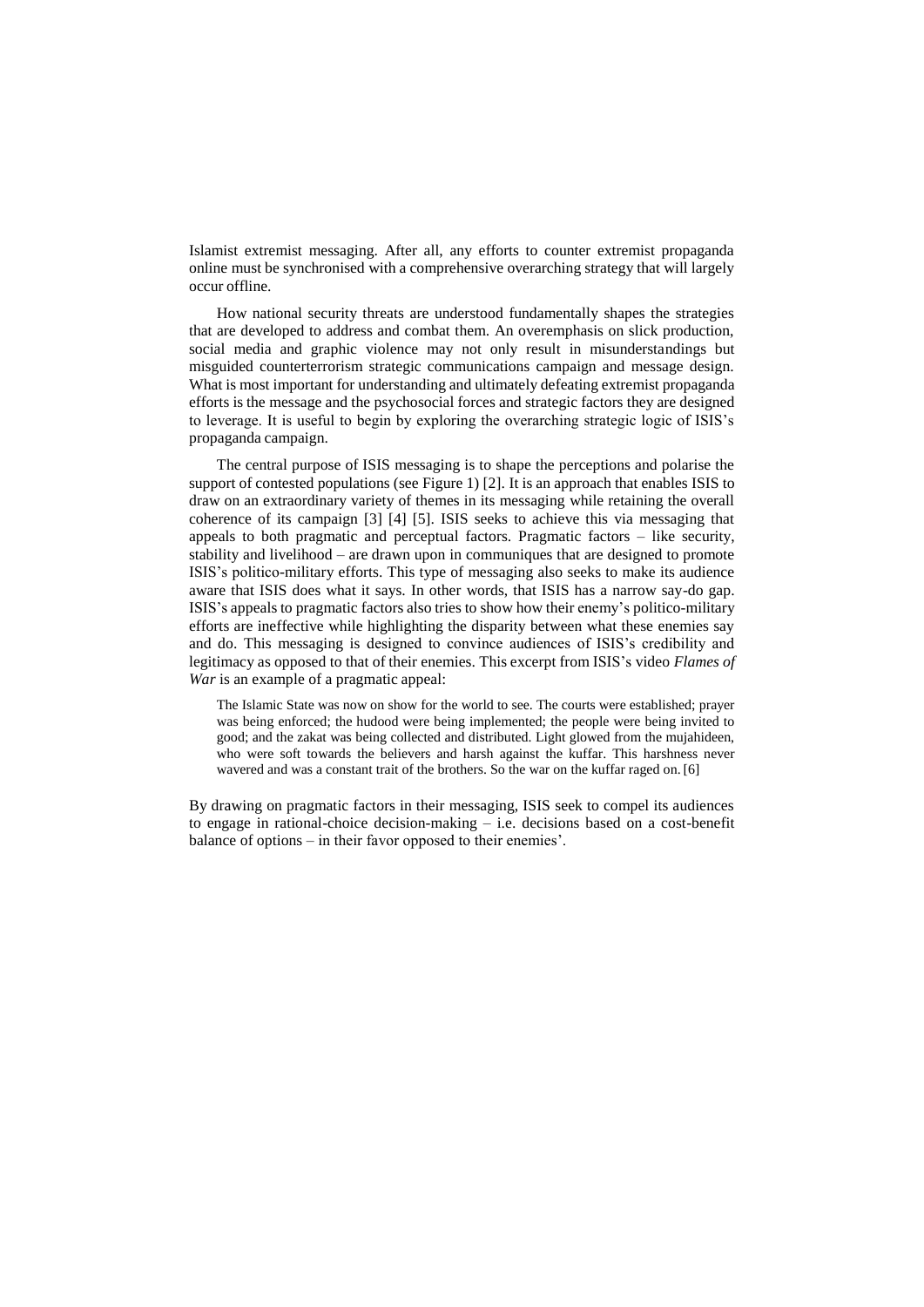Islamist extremist messaging. After all, any efforts to counter extremist propaganda online must be synchronised with a comprehensive overarching strategy that will largely occur offline.

How national security threats are understood fundamentally shapes the strategies that are developed to address and combat them. An overemphasis on slick production, social media and graphic violence may not only result in misunderstandings but misguided counterterrorism strategic communications campaign and message design. What is most important for understanding and ultimately defeating extremist propaganda efforts is the message and the psychosocial forces and strategic factors they are designed to leverage. It is useful to begin by exploring the overarching strategic logic of ISIS's propaganda campaign.

The central purpose of ISIS messaging is to shape the perceptions and polarise the support of contested populations (see Figure 1) [2]. It is an approach that enables ISIS to draw on an extraordinary variety of themes in its messaging while retaining the overall coherence of its campaign [3] [4] [5]. ISIS seeks to achieve this via messaging that appeals to both pragmatic and perceptual factors. Pragmatic factors – like security, stability and livelihood – are drawn upon in communiques that are designed to promote ISIS's politico-military efforts. This type of messaging also seeks to make its audience aware that ISIS does what it says. In other words, that ISIS has a narrow say-do gap. ISIS's appeals to pragmatic factors also tries to show how their enemy's politico-military efforts are ineffective while highlighting the disparity between what these enemies say and do. This messaging is designed to convince audiences of ISIS's credibility and legitimacy as opposed to that of their enemies. This excerpt from ISIS's video *Flames of War* is an example of a pragmatic appeal:

> The Islamic State was now on show for the world to see. The courts were established; prayer was being enforced; the hudood were being implemented; the people were being invited to good; and the zakat was being collected and distributed. Light glowed from the mujahideen, who were soft towards the believers and harsh against the kuffar. This harshness never wavered and was a constant trait of the brothers. So the war on the kuffar raged on. [6]

By drawing on pragmatic factors in their messaging, ISIS seek to compel its audiences to engage in rational-choice decision-making – i.e. decisions based on a cost-benefit balance of options – in their favor opposed to their enemies'.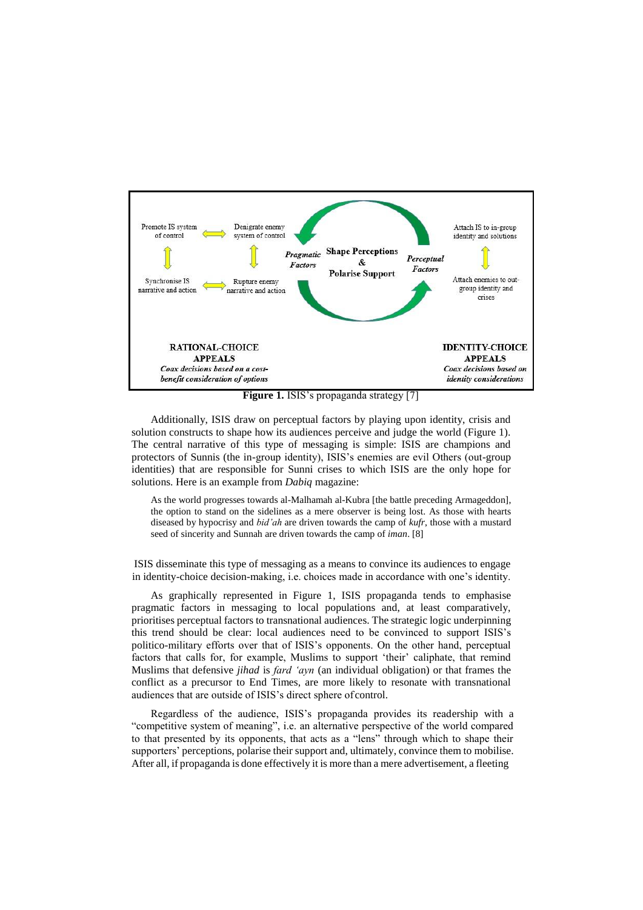Promote IS system of control ⟺ Denigrate enemy system of control

Synchronise IS narrative and action ⟺ Rupture enemy narrative and action

*Pragmatic Factors* — **Shape Perceptions & Polarise Support** — *Perceptual Factors*

Attach IS to in-group identity and solutions

Attach enemies to out-group identity and crises

**RATIONAL-CHOICE APPEALS**
***Coax decisions based on a cost-benefit consideration of options***

**IDENTITY-CHOICE APPEALS**
***Coax decisions based on identity considerations***

**Figure 1.** ISIS's propaganda strategy [7]

Additionally, ISIS draw on perceptual factors by playing upon identity, crisis and solution constructs to shape how its audiences perceive and judge the world (Figure 1). The central narrative of this type of messaging is simple: ISIS are champions and protectors of Sunnis (the in-group identity), ISIS's enemies are evil Others (out-group identities) that are responsible for Sunni crises to which ISIS are the only hope for solutions. Here is an example from *Dabiq* magazine:

> As the world progresses towards al-Malhamah al-Kubra [the battle preceding Armageddon], the option to stand on the sidelines as a mere observer is being lost. As those with hearts diseased by hypocrisy and *bid'ah* are driven towards the camp of *kufr*, those with a mustard seed of sincerity and Sunnah are driven towards the camp of *iman*. [8]

ISIS disseminate this type of messaging as a means to convince its audiences to engage in identity-choice decision-making, i.e. choices made in accordance with one's identity.

As graphically represented in Figure 1, ISIS propaganda tends to emphasise pragmatic factors in messaging to local populations and, at least comparatively, prioritises perceptual factors to transnational audiences. The strategic logic underpinning this trend should be clear: local audiences need to be convinced to support ISIS's politico-military efforts over that of ISIS's opponents. On the other hand, perceptual factors that calls for, for example, Muslims to support 'their' caliphate, that remind Muslims that defensive *jihad* is *fard 'ayn* (an individual obligation) or that frames the conflict as a precursor to End Times, are more likely to resonate with transnational audiences that are outside of ISIS's direct sphere of control.

Regardless of the audience, ISIS's propaganda provides its readership with a "competitive system of meaning", i.e. an alternative perspective of the world compared to that presented by its opponents, that acts as a "lens" through which to shape their supporters' perceptions, polarise their support and, ultimately, convince them to mobilise. After all, if propaganda is done effectively it is more than a mere advertisement, a fleeting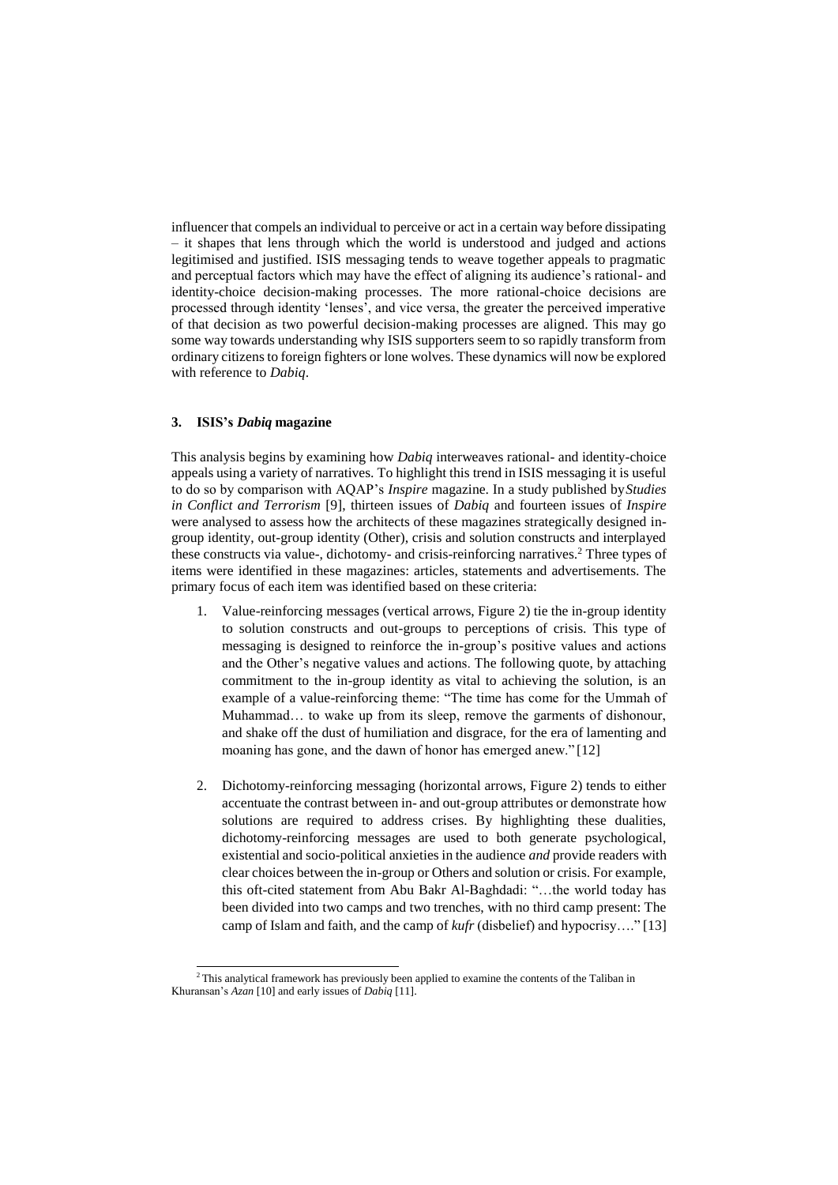influencer that compels an individual to perceive or act in a certain way before dissipating – it shapes that lens through which the world is understood and judged and actions legitimised and justified. ISIS messaging tends to weave together appeals to pragmatic and perceptual factors which may have the effect of aligning its audience's rational- and identity-choice decision-making processes. The more rational-choice decisions are processed through identity 'lenses', and vice versa, the greater the perceived imperative of that decision as two powerful decision-making processes are aligned. This may go some way towards understanding why ISIS supporters seem to so rapidly transform from ordinary citizens to foreign fighters or lone wolves. These dynamics will now be explored with reference to *Dabiq*.

## 3. ISIS's *Dabiq* magazine

This analysis begins by examining how *Dabiq* interweaves rational- and identity-choice appeals using a variety of narratives. To highlight this trend in ISIS messaging it is useful to do so by comparison with AQAP's *Inspire* magazine. In a study published by *Studies in Conflict and Terrorism* [9], thirteen issues of *Dabiq* and fourteen issues of *Inspire* were analysed to assess how the architects of these magazines strategically designed in-group identity, out-group identity (Other), crisis and solution constructs and interplayed these constructs via value-, dichotomy- and crisis-reinforcing narratives.[2] Three types of items were identified in these magazines: articles, statements and advertisements. The primary focus of each item was identified based on these criteria:

1. Value-reinforcing messages (vertical arrows, Figure 2) tie the in-group identity to solution constructs and out-groups to perceptions of crisis. This type of messaging is designed to reinforce the in-group's positive values and actions and the Other's negative values and actions. The following quote, by attaching commitment to the in-group identity as vital to achieving the solution, is an example of a value-reinforcing theme: "The time has come for the Ummah of Muhammad… to wake up from its sleep, remove the garments of dishonour, and shake off the dust of humiliation and disgrace, for the era of lamenting and moaning has gone, and the dawn of honor has emerged anew." [12]

2. Dichotomy-reinforcing messaging (horizontal arrows, Figure 2) tends to either accentuate the contrast between in- and out-group attributes or demonstrate how solutions are required to address crises. By highlighting these dualities, dichotomy-reinforcing messages are used to both generate psychological, existential and socio-political anxieties in the audience *and* provide readers with clear choices between the in-group or Others and solution or crisis. For example, this oft-cited statement from Abu Bakr Al-Baghdadi: "…the world today has been divided into two camps and two trenches, with no third camp present: The camp of Islam and faith, and the camp of *kufr* (disbelief) and hypocrisy…." [13]

[2] This analytical framework has previously been applied to examine the contents of the Taliban in Khuransan's *Azan* [10] and early issues of *Dabiq* [11].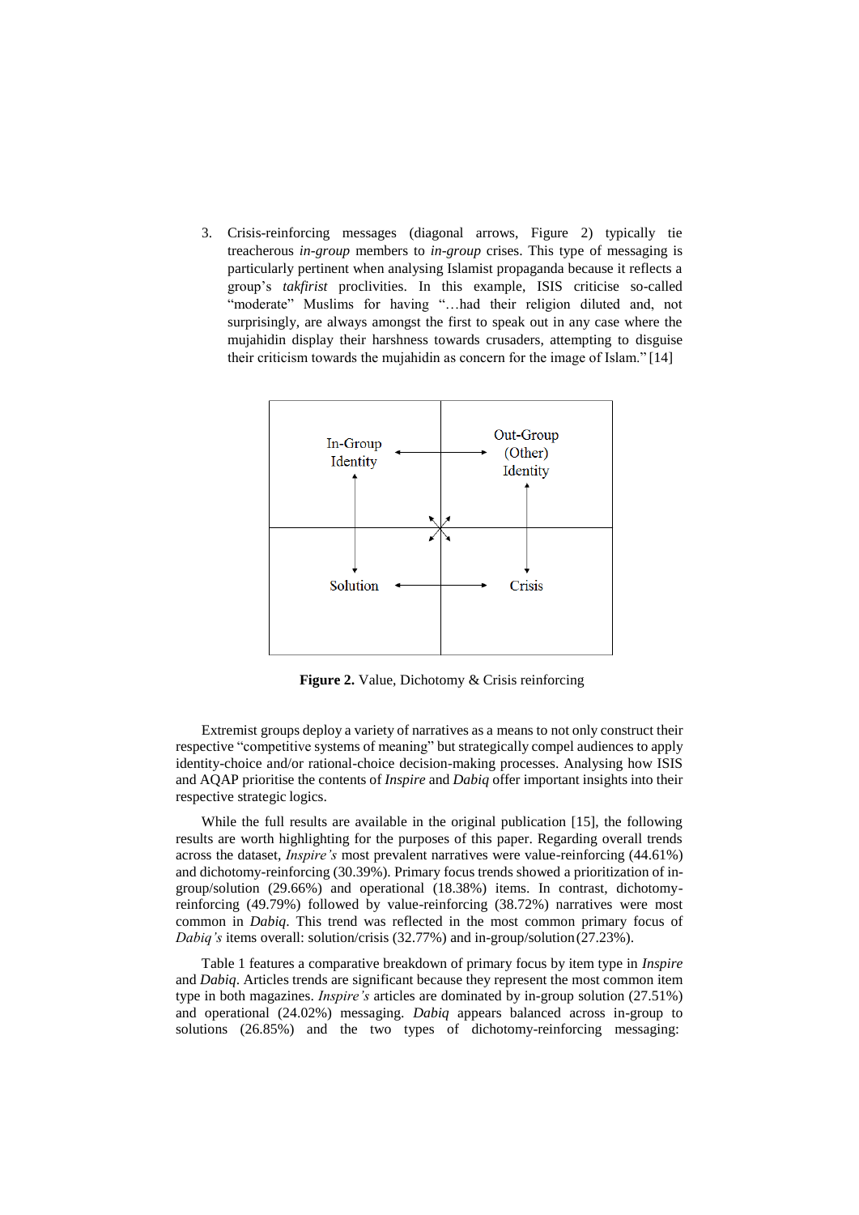3. Crisis-reinforcing messages (diagonal arrows, Figure 2) typically tie treacherous *in-group* members to *in-group* crises. This type of messaging is particularly pertinent when analysing Islamist propaganda because it reflects a group's *takfirist* proclivities. In this example, ISIS criticise so-called "moderate" Muslims for having "…had their religion diluted and, not surprisingly, are always amongst the first to speak out in any case where the mujahidin display their harshness towards crusaders, attempting to disguise their criticism towards the mujahidin as concern for the image of Islam." [14]

**Figure 2.** Value, Dichotomy & Crisis reinforcing

Extremist groups deploy a variety of narratives as a means to not only construct their respective "competitive systems of meaning" but strategically compel audiences to apply identity-choice and/or rational-choice decision-making processes. Analysing how ISIS and AQAP prioritise the contents of *Inspire* and *Dabiq* offer important insights into their respective strategic logics.

While the full results are available in the original publication [15], the following results are worth highlighting for the purposes of this paper. Regarding overall trends across the dataset, *Inspire's* most prevalent narratives were value-reinforcing (44.61%) and dichotomy-reinforcing (30.39%). Primary focus trends showed a prioritization of in-group/solution (29.66%) and operational (18.38%) items. In contrast, dichotomy-reinforcing (49.79%) followed by value-reinforcing (38.72%) narratives were most common in *Dabiq*. This trend was reflected in the most common primary focus of *Dabiq's* items overall: solution/crisis (32.77%) and in-group/solution (27.23%).

Table 1 features a comparative breakdown of primary focus by item type in *Inspire* and *Dabiq*. Articles trends are significant because they represent the most common item type in both magazines. *Inspire's* articles are dominated by in-group solution (27.51%) and operational (24.02%) messaging. *Dabiq* appears balanced across in-group to solutions (26.85%) and the two types of dichotomy-reinforcing messaging: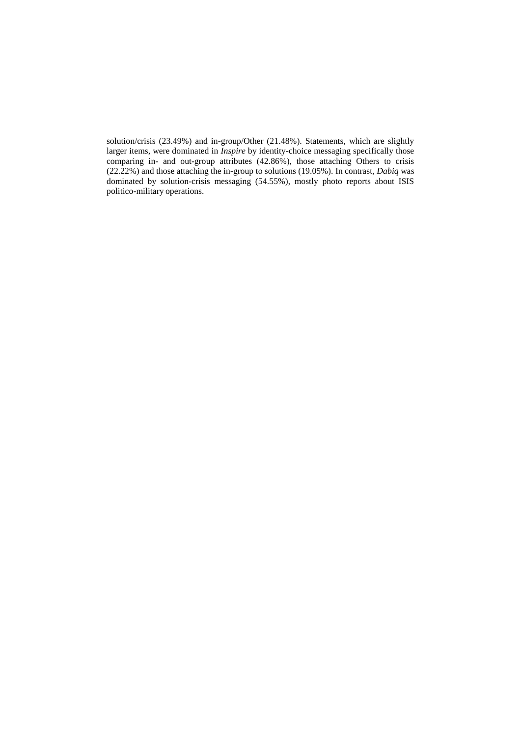solution/crisis (23.49%) and in-group/Other (21.48%). Statements, which are slightly larger items, were dominated in *Inspire* by identity-choice messaging specifically those comparing in- and out-group attributes (42.86%), those attaching Others to crisis (22.22%) and those attaching the in-group to solutions (19.05%). In contrast, *Dabiq* was dominated by solution-crisis messaging (54.55%), mostly photo reports about ISIS politico-military operations.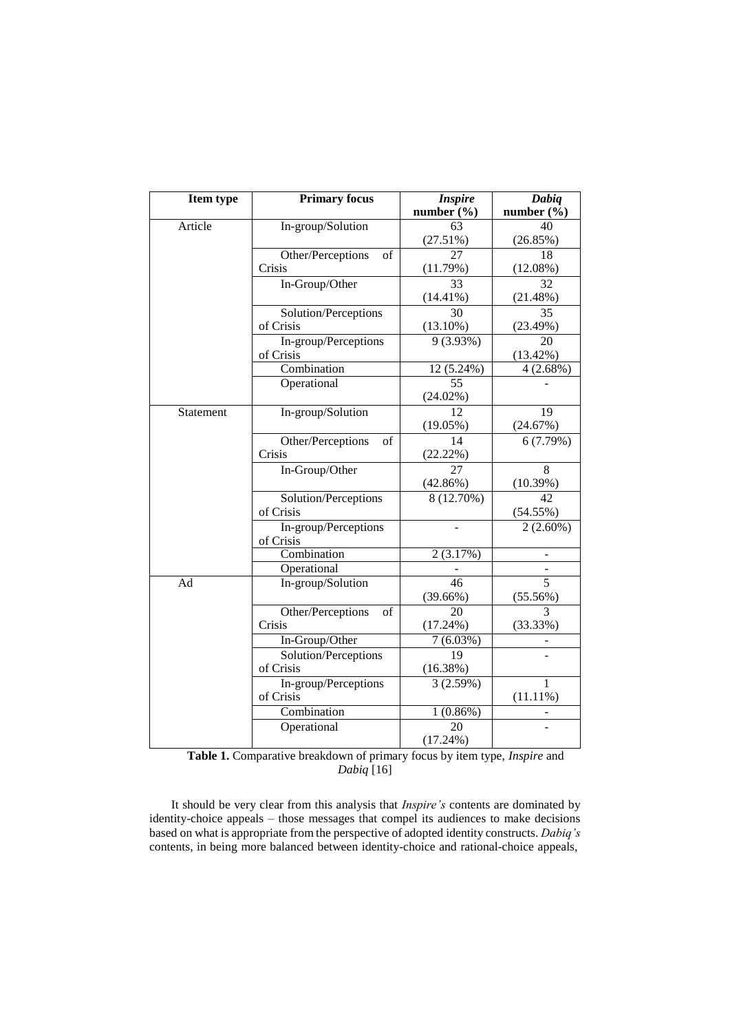| Item type | Primary focus | *Inspire* number (%) | *Dabiq* number (%) |
|---|---|---|---|
| Article | In-group/Solution | 63 (27.51%) | 40 (26.85%) |
| | Other/Perceptions of Crisis | 27 (11.79%) | 18 (12.08%) |
| | In-Group/Other | 33 (14.41%) | 32 (21.48%) |
| | Solution/Perceptions of Crisis | 30 (13.10%) | 35 (23.49%) |
| | In-group/Perceptions of Crisis | 9 (3.93%) | 20 (13.42%) |
| | Combination | 12 (5.24%) | 4 (2.68%) |
| | Operational | 55 (24.02%) | - |
| Statement | In-group/Solution | 12 (19.05%) | 19 (24.67%) |
| | Other/Perceptions of Crisis | 14 (22.22%) | 6 (7.79%) |
| | In-Group/Other | 27 (42.86%) | 8 (10.39%) |
| | Solution/Perceptions of Crisis | 8 (12.70%) | 42 (54.55%) |
| | In-group/Perceptions of Crisis | - | 2 (2.60%) |
| | Combination | 2 (3.17%) | - |
| | Operational | - | - |
| Ad | In-group/Solution | 46 (39.66%) | 5 (55.56%) |
| | Other/Perceptions of Crisis | 20 (17.24%) | 3 (33.33%) |
| | In-Group/Other | 7 (6.03%) | - |
| | Solution/Perceptions of Crisis | 19 (16.38%) | - |
| | In-group/Perceptions of Crisis | 3 (2.59%) | 1 (11.11%) |
| | Combination | 1 (0.86%) | - |
| | Operational | 20 (17.24%) | - |

**Table 1.** Comparative breakdown of primary focus by item type, *Inspire* and *Dabiq* [16]

It should be very clear from this analysis that *Inspire's* contents are dominated by identity-choice appeals – those messages that compel its audiences to make decisions based on what is appropriate from the perspective of adopted identity constructs. *Dabiq's* contents, in being more balanced between identity-choice and rational-choice appeals,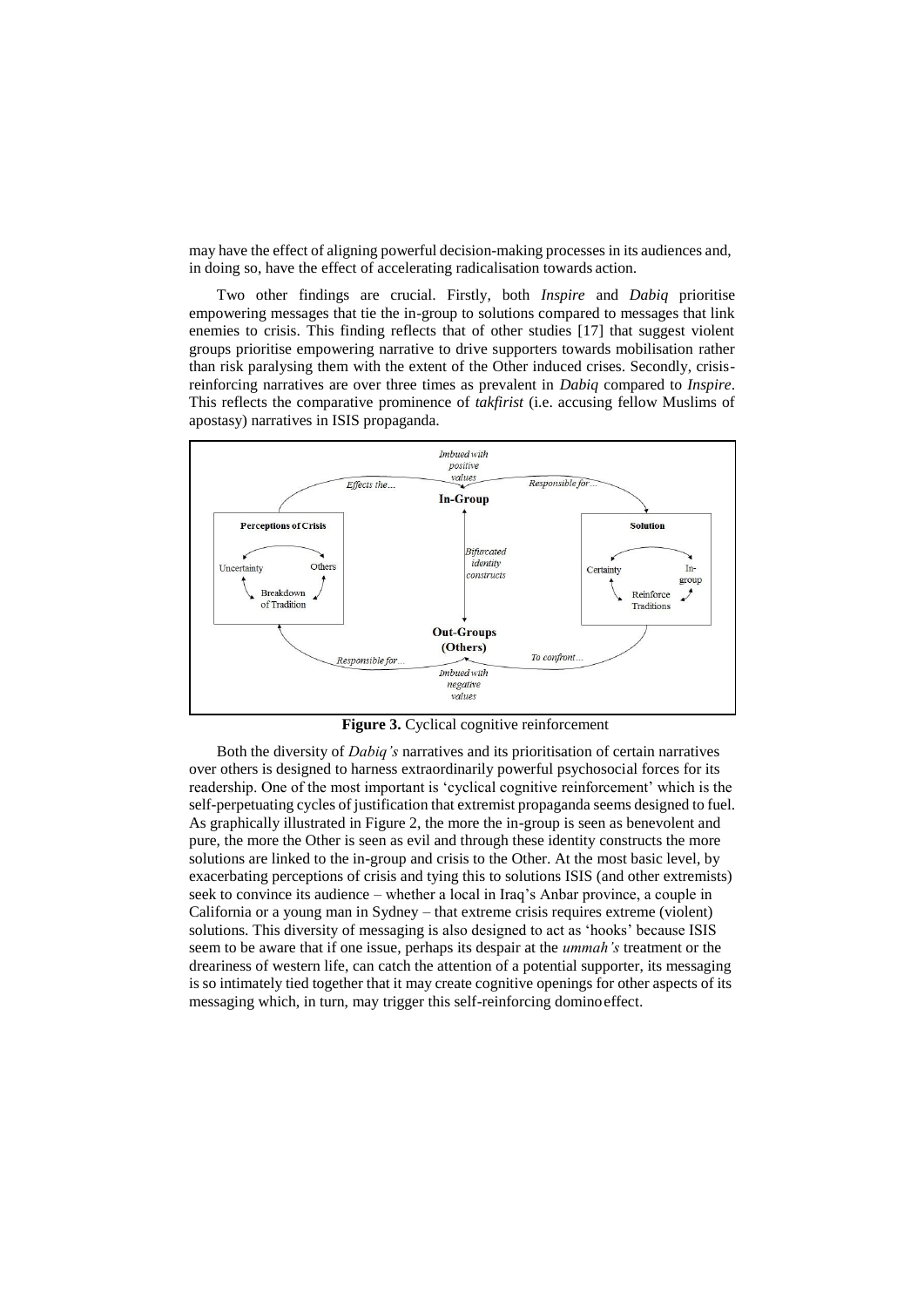may have the effect of aligning powerful decision-making processes in its audiences and, in doing so, have the effect of accelerating radicalisation towards action.

Two other findings are crucial. Firstly, both *Inspire* and *Dabiq* prioritise empowering messages that tie the in-group to solutions compared to messages that link enemies to crisis. This finding reflects that of other studies [17] that suggest violent groups prioritise empowering narrative to drive supporters towards mobilisation rather than risk paralysing them with the extent of the Other induced crises. Secondly, crisis-reinforcing narratives are over three times as prevalent in *Dabiq* compared to *Inspire*. This reflects the comparative prominence of *takfirist* (i.e. accusing fellow Muslims of apostasy) narratives in ISIS propaganda.

**Figure 3.** Cyclical cognitive reinforcement

Both the diversity of *Dabiq's* narratives and its prioritisation of certain narratives over others is designed to harness extraordinarily powerful psychosocial forces for its readership. One of the most important is 'cyclical cognitive reinforcement' which is the self-perpetuating cycles of justification that extremist propaganda seems designed to fuel. As graphically illustrated in Figure 2, the more the in-group is seen as benevolent and pure, the more the Other is seen as evil and through these identity constructs the more solutions are linked to the in-group and crisis to the Other. At the most basic level, by exacerbating perceptions of crisis and tying this to solutions ISIS (and other extremists) seek to convince its audience – whether a local in Iraq's Anbar province, a couple in California or a young man in Sydney – that extreme crisis requires extreme (violent) solutions. This diversity of messaging is also designed to act as 'hooks' because ISIS seem to be aware that if one issue, perhaps its despair at the *ummah's* treatment or the dreariness of western life, can catch the attention of a potential supporter, its messaging is so intimately tied together that it may create cognitive openings for other aspects of its messaging which, in turn, may trigger this self-reinforcing domino effect.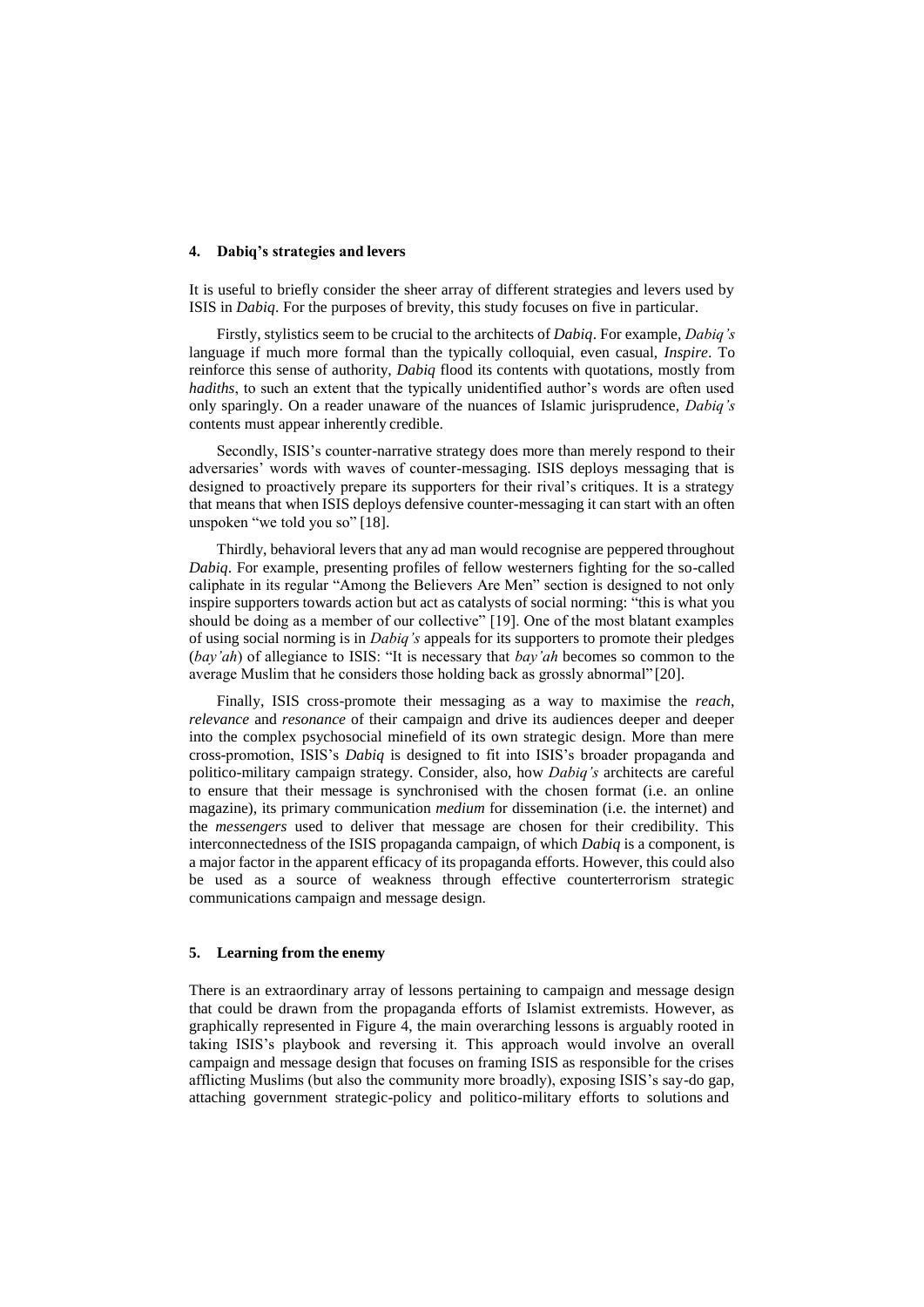## 4. Dabiq's strategies and levers

It is useful to briefly consider the sheer array of different strategies and levers used by ISIS in *Dabiq*. For the purposes of brevity, this study focuses on five in particular.

Firstly, stylistics seem to be crucial to the architects of *Dabiq*. For example, *Dabiq's* language if much more formal than the typically colloquial, even casual, *Inspire*. To reinforce this sense of authority, *Dabiq* flood its contents with quotations, mostly from *hadiths*, to such an extent that the typically unidentified author's words are often used only sparingly. On a reader unaware of the nuances of Islamic jurisprudence, *Dabiq's* contents must appear inherently credible.

Secondly, ISIS's counter-narrative strategy does more than merely respond to their adversaries' words with waves of counter-messaging. ISIS deploys messaging that is designed to proactively prepare its supporters for their rival's critiques. It is a strategy that means that when ISIS deploys defensive counter-messaging it can start with an often unspoken "we told you so" [18].

Thirdly, behavioral levers that any ad man would recognise are peppered throughout *Dabiq*. For example, presenting profiles of fellow westerners fighting for the so-called caliphate in its regular "Among the Believers Are Men" section is designed to not only inspire supporters towards action but act as catalysts of social norming: "this is what you should be doing as a member of our collective" [19]. One of the most blatant examples of using social norming is in *Dabiq's* appeals for its supporters to promote their pledges (*bay'ah*) of allegiance to ISIS: "It is necessary that *bay'ah* becomes so common to the average Muslim that he considers those holding back as grossly abnormal" [20].

Finally, ISIS cross-promote their messaging as a way to maximise the *reach*, *relevance* and *resonance* of their campaign and drive its audiences deeper and deeper into the complex psychosocial minefield of its own strategic design. More than mere cross-promotion, ISIS's *Dabiq* is designed to fit into ISIS's broader propaganda and politico-military campaign strategy. Consider, also, how *Dabiq's* architects are careful to ensure that their message is synchronised with the chosen format (i.e. an online magazine), its primary communication *medium* for dissemination (i.e. the internet) and the *messengers* used to deliver that message are chosen for their credibility. This interconnectedness of the ISIS propaganda campaign, of which *Dabiq* is a component, is a major factor in the apparent efficacy of its propaganda efforts. However, this could also be used as a source of weakness through effective counterterrorism strategic communications campaign and message design.

## 5. Learning from the enemy

There is an extraordinary array of lessons pertaining to campaign and message design that could be drawn from the propaganda efforts of Islamist extremists. However, as graphically represented in Figure 4, the main overarching lessons is arguably rooted in taking ISIS's playbook and reversing it. This approach would involve an overall campaign and message design that focuses on framing ISIS as responsible for the crises afflicting Muslims (but also the community more broadly), exposing ISIS's say-do gap, attaching government strategic-policy and politico-military efforts to solutions and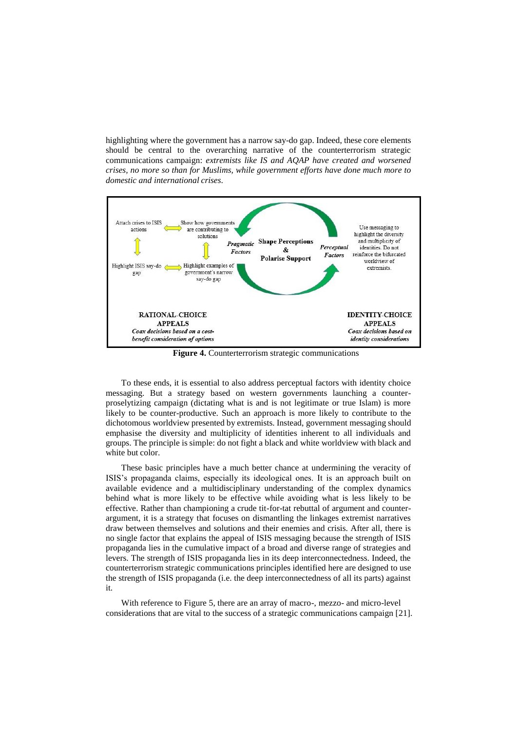highlighting where the government has a narrow say-do gap. Indeed, these core elements should be central to the overarching narrative of the counterterrorism strategic communications campaign: *extremists like IS and AQAP have created and worsened crises, no more so than for Muslims, while government efforts have done much more to domestic and international crises.*

**Figure 4.** Counterterrorism strategic communications

To these ends, it is essential to also address perceptual factors with identity choice messaging. But a strategy based on western governments launching a counter-proselytizing campaign (dictating what is and is not legitimate or true Islam) is more likely to be counter-productive. Such an approach is more likely to contribute to the dichotomous worldview presented by extremists. Instead, government messaging should emphasise the diversity and multiplicity of identities inherent to all individuals and groups. The principle is simple: do not fight a black and white worldview with black and white but color.

These basic principles have a much better chance at undermining the veracity of ISIS's propaganda claims, especially its ideological ones. It is an approach built on available evidence and a multidisciplinary understanding of the complex dynamics behind what is more likely to be effective while avoiding what is less likely to be effective. Rather than championing a crude tit-for-tat rebuttal of argument and counter-argument, it is a strategy that focuses on dismantling the linkages extremist narratives draw between themselves and solutions and their enemies and crisis. After all, there is no single factor that explains the appeal of ISIS messaging because the strength of ISIS propaganda lies in the cumulative impact of a broad and diverse range of strategies and levers. The strength of ISIS propaganda lies in its deep interconnectedness. Indeed, the counterterrorism strategic communications principles identified here are designed to use the strength of ISIS propaganda (i.e. the deep interconnectedness of all its parts) against it.

With reference to Figure 5, there are an array of macro-, mezzo- and micro-level considerations that are vital to the success of a strategic communications campaign [21].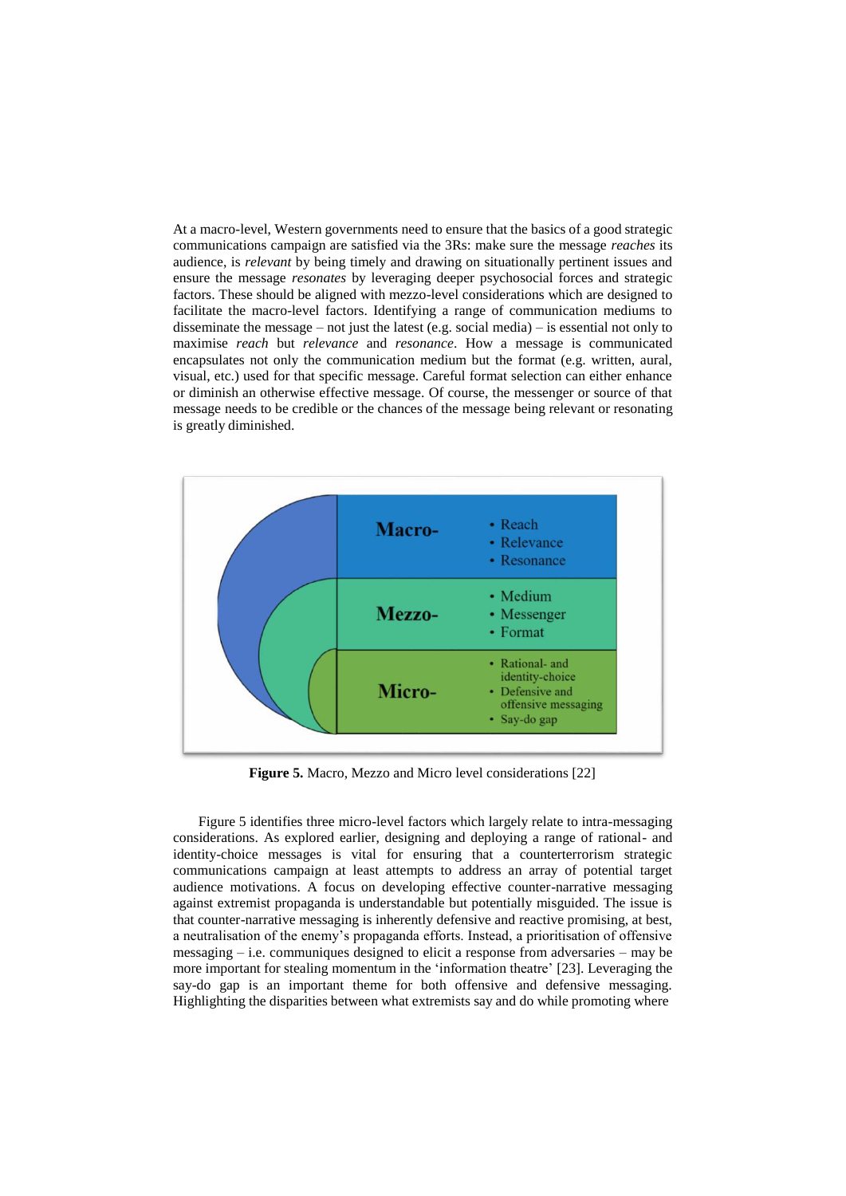At a macro-level, Western governments need to ensure that the basics of a good strategic communications campaign are satisfied via the 3Rs: make sure the message *reaches* its audience, is *relevant* by being timely and drawing on situationally pertinent issues and ensure the message *resonates* by leveraging deeper psychosocial forces and strategic factors. These should be aligned with mezzo-level considerations which are designed to facilitate the macro-level factors. Identifying a range of communication mediums to disseminate the message – not just the latest (e.g. social media) – is essential not only to maximise *reach* but *relevance* and *resonance*. How a message is communicated encapsulates not only the communication medium but the format (e.g. written, aural, visual, etc.) used for that specific message. Careful format selection can either enhance or diminish an otherwise effective message. Of course, the messenger or source of that message needs to be credible or the chances of the message being relevant or resonating is greatly diminished.

| | |
|---|---|
| **Macro-** | • Reach<br>• Relevance<br>• Resonance |
| **Mezzo-** | • Medium<br>• Messenger<br>• Format |
| **Micro-** | • Rational- and identity-choice<br>• Defensive and offensive messaging<br>• Say-do gap |

**Figure 5.** Macro, Mezzo and Micro level considerations [22]

Figure 5 identifies three micro-level factors which largely relate to intra-messaging considerations. As explored earlier, designing and deploying a range of rational- and identity-choice messages is vital for ensuring that a counterterrorism strategic communications campaign at least attempts to address an array of potential target audience motivations. A focus on developing effective counter-narrative messaging against extremist propaganda is understandable but potentially misguided. The issue is that counter-narrative messaging is inherently defensive and reactive promising, at best, a neutralisation of the enemy's propaganda efforts. Instead, a prioritisation of offensive messaging – i.e. communiques designed to elicit a response from adversaries – may be more important for stealing momentum in the 'information theatre' [23]. Leveraging the say-do gap is an important theme for both offensive and defensive messaging. Highlighting the disparities between what extremists say and do while promoting where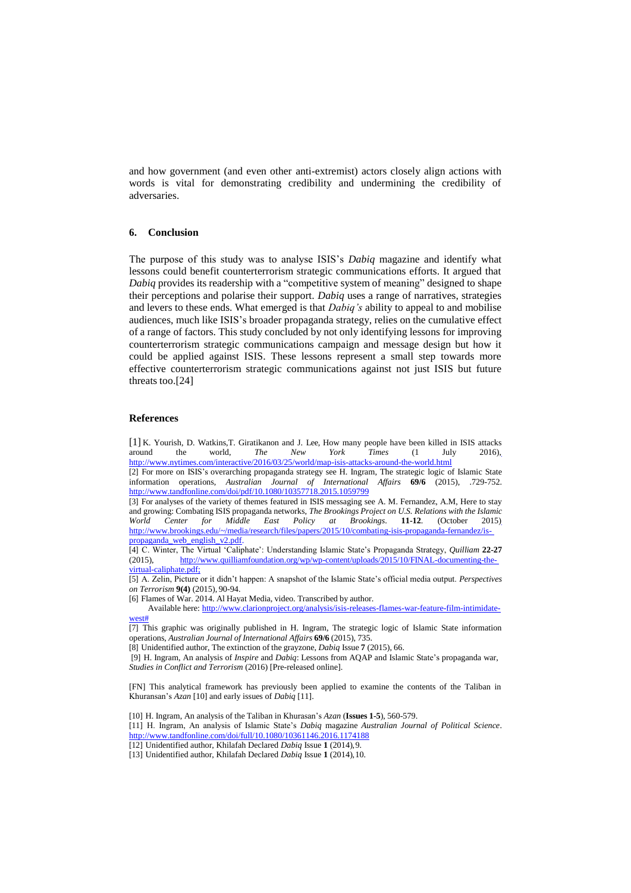and how government (and even other anti-extremist) actors closely align actions with words is vital for demonstrating credibility and undermining the credibility of adversaries.

### 6. Conclusion

The purpose of this study was to analyse ISIS's *Dabiq* magazine and identify what lessons could benefit counterterrorism strategic communications efforts. It argued that *Dabiq* provides its readership with a "competitive system of meaning" designed to shape their perceptions and polarise their support. *Dabiq* uses a range of narratives, strategies and levers to these ends. What emerged is that *Dabiq's* ability to appeal to and mobilise audiences, much like ISIS's broader propaganda strategy, relies on the cumulative effect of a range of factors. This study concluded by not only identifying lessons for improving counterterrorism strategic communications campaign and message design but how it could be applied against ISIS. These lessons represent a small step towards more effective counterterrorism strategic communications against not just ISIS but future threats too.[24]

### References

[1] K. Yourish, D. Watkins,T. Giratikanon and J. Lee, How many people have been killed in ISIS attacks around the world, *The New York Times* (1 July 2016), http://www.nytimes.com/interactive/2016/03/25/world/map-isis-attacks-around-the-world.html

[2] For more on ISIS's overarching propaganda strategy see H. Ingram, The strategic logic of Islamic State information operations, *Australian Journal of International Affairs* **69/6** (2015), .729-752. http://www.tandfonline.com/doi/pdf/10.1080/10357718.2015.1059799

[3] For analyses of the variety of themes featured in ISIS messaging see A. M. Fernandez, A.M, Here to stay and growing: Combating ISIS propaganda networks, *The Brookings Project on U.S. Relations with the Islamic World Center for Middle East Policy at Brookings*. **11-12**. (October 2015). http://www.brookings.edu/~/media/research/files/papers/2015/10/combating-isis-propaganda-fernandez/is-propaganda_web_english_v2.pdf.

[4] C. Winter, The Virtual 'Caliphate': Understanding Islamic State's Propaganda Strategy, *Quilliam* **22-27** (2015), http://www.quilliamfoundation.org/wp/wp-content/uploads/2015/10/FINAL-documenting-the-virtual-caliphate.pdf;

[5] A. Zelin, Picture or it didn't happen: A snapshot of the Islamic State's official media output. *Perspectives on Terrorism* **9(4)** (2015), 90-94.

[6] Flames of War. 2014. Al Hayat Media, video. Transcribed by author.
Available here: http://www.clarionproject.org/analysis/isis-releases-flames-war-feature-film-intimidate-west#

[7] This graphic was originally published in H. Ingram, The strategic logic of Islamic State information operations, *Australian Journal of International Affairs* **69/6** (2015), 735.

[8] Unidentified author, The extinction of the grayzone, *Dabiq* Issue **7** (2015), 66.

[9] H. Ingram, An analysis of *Inspire* and *Dabiq*: Lessons from AQAP and Islamic State's propaganda war, *Studies in Conflict and Terrorism* (2016) [Pre-released online].

[FN] This analytical framework has previously been applied to examine the contents of the Taliban in Khuransan's *Azan* [10] and early issues of *Dabiq* [11].

[10] H. Ingram, An analysis of the Taliban in Khurasan's *Azan* (**Issues 1-5**), 560-579.

[11] H. Ingram, An analysis of Islamic State's *Dabiq* magazine *Australian Journal of Political Science*. http://www.tandfonline.com/doi/full/10.1080/10361146.2016.1174188

[12] Unidentified author, Khilafah Declared *Dabiq* Issue **1** (2014), 9.

[13] Unidentified author, Khilafah Declared *Dabiq* Issue **1** (2014), 10.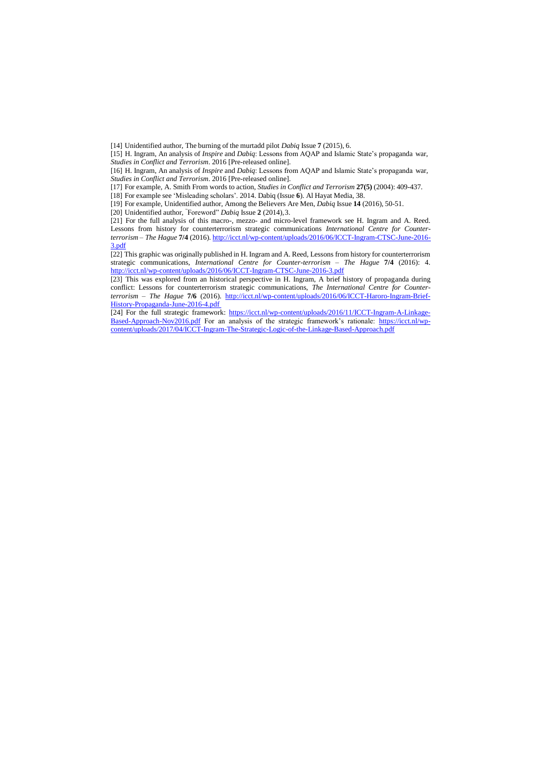[14] Unidentified author, The burning of the murtadd pilot *Dabiq* Issue **7** (2015), 6.

[15] H. Ingram, An analysis of *Inspire* and *Dabiq*: Lessons from AQAP and Islamic State's propaganda war, *Studies in Conflict and Terrorism*. 2016 [Pre-released online].

[16] H. Ingram, An analysis of *Inspire* and *Dabiq*: Lessons from AQAP and Islamic State's propaganda war, *Studies in Conflict and Terrorism*. 2016 [Pre-released online].

[17] For example, A. Smith From words to action, *Studies in Conflict and Terrorism* **27(5)** (2004): 409-437.

[18] For example see 'Misleading scholars'. 2014. Dabiq (Issue **6**). Al Hayat Media, 38.

[19] For example, Unidentified author, Among the Believers Are Men, *Dabiq* Issue **14** (2016), 50-51.

[20] Unidentified author, "Foreword" *Dabiq* Issue **2** (2014), 3.

[21] For the full analysis of this macro-, mezzo- and micro-level framework see H. Ingram and A. Reed. Lessons from history for counterterrorism strategic communications *International Centre for Counter-terrorism – The Hague* **7/4** (2016). http://icct.nl/wp-content/uploads/2016/06/ICCT-Ingram-CTSC-June-2016-3.pdf

[22] This graphic was originally published in H. Ingram and A. Reed, Lessons from history for counterterrorism strategic communications, *International Centre for Counter-terrorism – The Hague* **7/4** (2016): 4. http://icct.nl/wp-content/uploads/2016/06/ICCT-Ingram-CTSC-June-2016-3.pdf

[23] This was explored from an historical perspective in H. Ingram, A brief history of propaganda during conflict: Lessons for counterterrorism strategic communications, *The International Centre for Counter-terrorism – The Hague* **7/6** (2016). http://icct.nl/wp-content/uploads/2016/06/ICCT-Haroro-Ingram-Brief-History-Propaganda-June-2016-4.pdf

[24] For the full strategic framework: https://icct.nl/wp-content/uploads/2016/11/ICCT-Ingram-A-Linkage-Based-Approach-Nov2016.pdf For an analysis of the strategic framework's rationale: https://icct.nl/wp-content/uploads/2017/04/ICCT-Ingram-The-Strategic-Logic-of-the-Linkage-Based-Approach.pdf